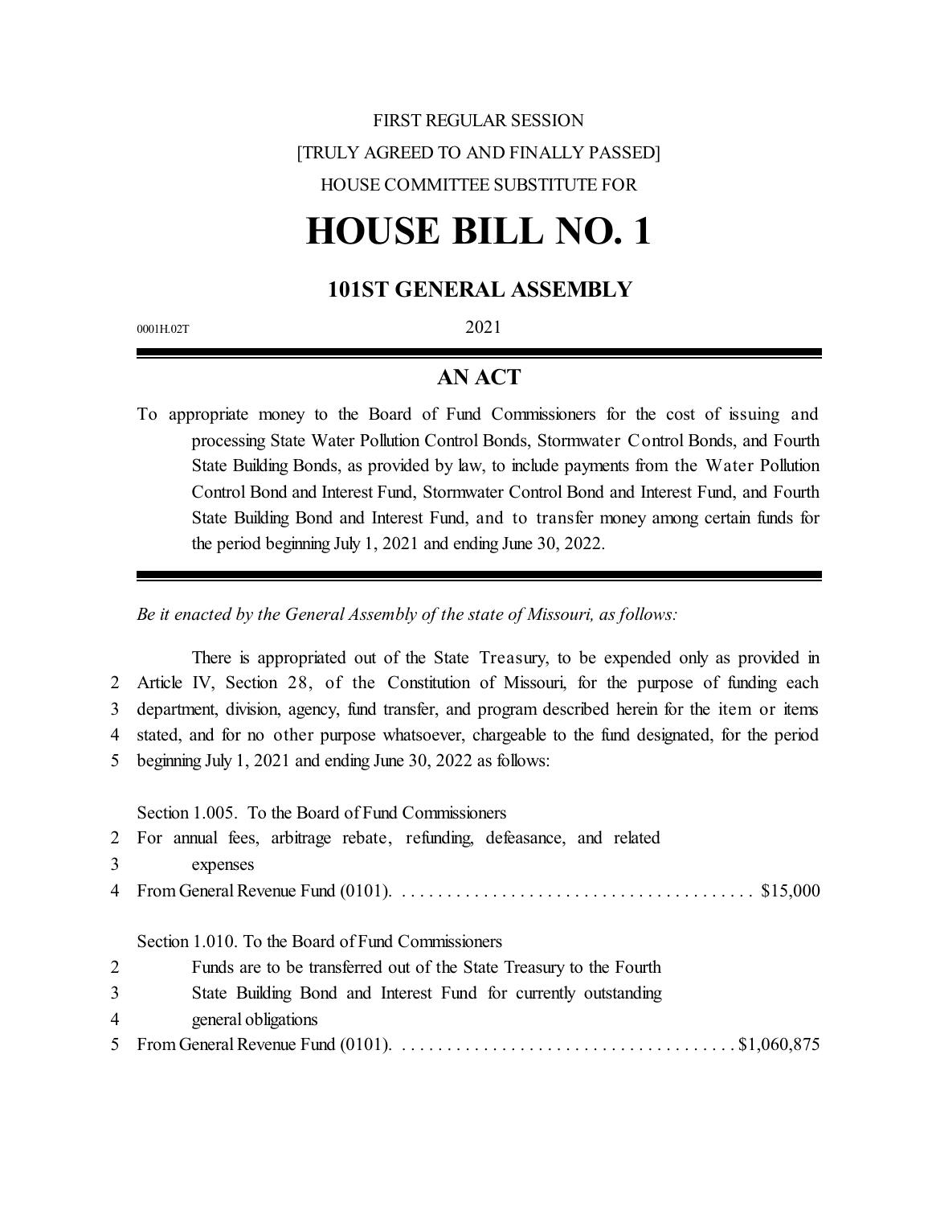FIRST REGULAR SESSION

[TRULY AGREED TO AND FINALLY PASSED]

HOUSE COMMITTEE SUBSTITUTE FOR

# HOUSE BILL NO. 1

## 101ST GENERAL ASSEMBLY

0001H.02T

2021

## AN ACT

To appropriate money to the Board of Fund Commissioners for the cost of issuing and processing State Water Pollution Control Bonds, Stormwater Control Bonds, and Fourth State Building Bonds, as provided by law, to include payments from the Water Pollution Control Bond and Interest Fund, Stormwater Control Bond and Interest Fund, and Fourth State Building Bond and Interest Fund, and to transfer money among certain funds for the period beginning July 1, 2021 and ending June 30, 2022.

*Be it enacted by the General Assembly of the state of Missouri, as follows:*

There is appropriated out of the State Treasury, to be expended only as provided in
2 Article IV, Section 28, of the Constitution of Missouri, for the purpose of funding each
3 department, division, agency, fund transfer, and program described herein for the item or items
4 stated, and for no other purpose whatsoever, chargeable to the fund designated, for the period
5 beginning July 1, 2021 and ending June 30, 2022 as follows:

Section 1.005. To the Board of Fund Commissioners
2 For annual fees, arbitrage rebate, refunding, defeasance, and related
3 expenses
4 From General Revenue Fund (0101). . . . . . . . . . . . . . . . . . . . . . . . . . . . . . . . . . . . . . . $15,000

Section 1.010. To the Board of Fund Commissioners
2 Funds are to be transferred out of the State Treasury to the Fourth
3 State Building Bond and Interest Fund for currently outstanding
4 general obligations
5 From General Revenue Fund (0101). . . . . . . . . . . . . . . . . . . . . . . . . . . . . . . . . . . . . $1,060,875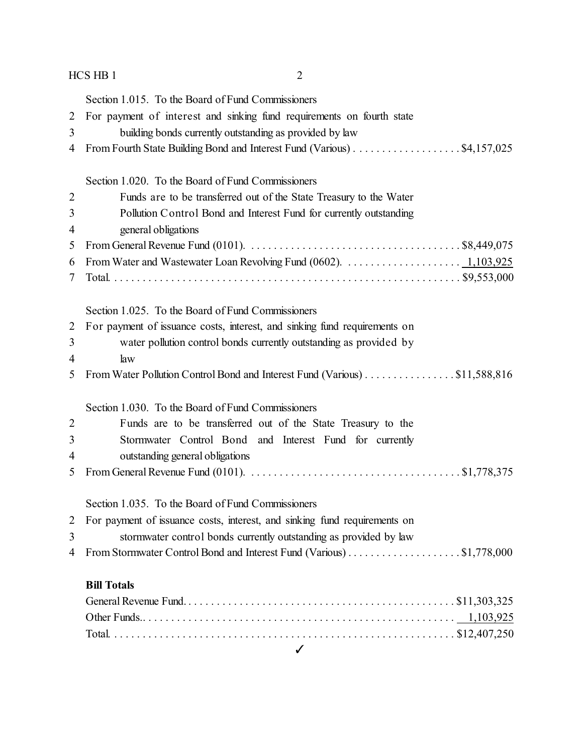Section 1.015. To the Board of Fund Commissioners

2 For payment of interest and sinking fund requirements on fourth state

3 building bonds currently outstanding as provided by law

4 From Fourth State Building Bond and Interest Fund (Various) . . . . . . . . . . . . . . . . . . $4,157,025

Section 1.020. To the Board of Fund Commissioners

2 Funds are to be transferred out of the State Treasury to the Water

3 Pollution Control Bond and Interest Fund for currently outstanding

4 general obligations

5 From General Revenue Fund (0101). . . . . . . . . . . . . . . . . . . . . . . . . . . . . . . . . . . . . $8,449,075

6 From Water and Wastewater Loan Revolving Fund (0602). . . . . . . . . . . . . . . . . . . . 1,103,925

7 Total. . . . . . . . . . . . . . . . . . . . . . . . . . . . . . . . . . . . . . . . . . . . . . . . . . . . . . . . . . . . $9,553,000

Section 1.025. To the Board of Fund Commissioners

2 For payment of issuance costs, interest, and sinking fund requirements on

3 water pollution control bonds currently outstanding as provided by

4 law

5 From Water Pollution Control Bond and Interest Fund (Various) . . . . . . . . . . . . . . . . $11,588,816

Section 1.030. To the Board of Fund Commissioners

2 Funds are to be transferred out of the State Treasury to the

3 Stormwater Control Bond and Interest Fund for currently

4 outstanding general obligations

5 From General Revenue Fund (0101). . . . . . . . . . . . . . . . . . . . . . . . . . . . . . . . . . . . . $1,778,375

Section 1.035. To the Board of Fund Commissioners

2 For payment of issuance costs, interest, and sinking fund requirements on

3 stormwater control bonds currently outstanding as provided by law

4 From Stormwater Control Bond and Interest Fund (Various) . . . . . . . . . . . . . . . . . . . $1,778,000

**Bill Totals**

General Revenue Fund. . . . . . . . . . . . . . . . . . . . . . . . . . . . . . . . . . . . . . . . . . . . . . . $11,303,325

Other Funds.. . . . . . . . . . . . . . . . . . . . . . . . . . . . . . . . . . . . . . . . . . . . . . . . . . . . . 1,103,925

Total. . . . . . . . . . . . . . . . . . . . . . . . . . . . . . . . . . . . . . . . . . . . . . . . . . . . . . . . . . . . $12,407,250

✓